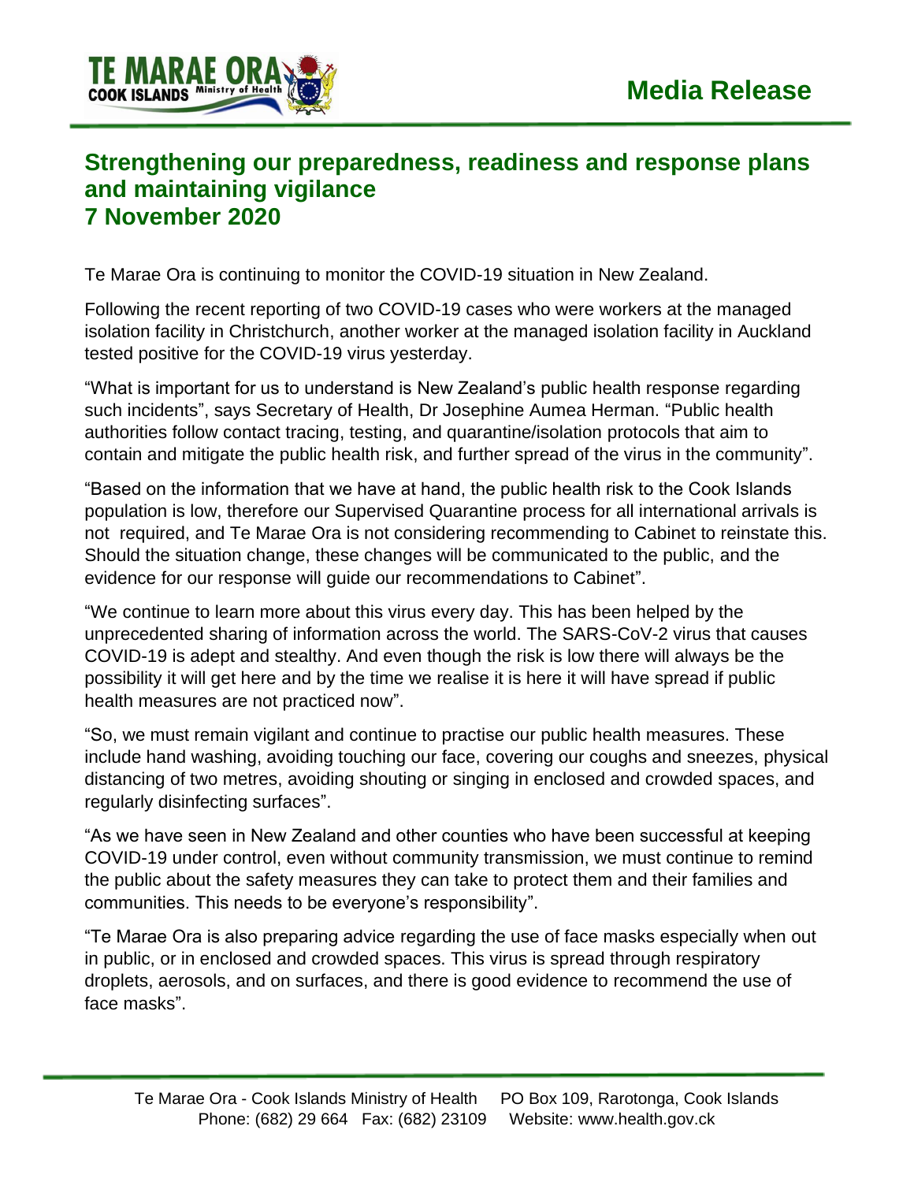TE MARAE ORA COOK ISLANDS Ministry of Health

**Media Release**

# Strengthening our preparedness, readiness and response plans and maintaining vigilance
# 7 November 2020

Te Marae Ora is continuing to monitor the COVID-19 situation in New Zealand.

Following the recent reporting of two COVID-19 cases who were workers at the managed isolation facility in Christchurch, another worker at the managed isolation facility in Auckland tested positive for the COVID-19 virus yesterday.

"What is important for us to understand is New Zealand's public health response regarding such incidents", says Secretary of Health, Dr Josephine Aumea Herman. "Public health authorities follow contact tracing, testing, and quarantine/isolation protocols that aim to contain and mitigate the public health risk, and further spread of the virus in the community".

"Based on the information that we have at hand, the public health risk to the Cook Islands population is low, therefore our Supervised Quarantine process for all international arrivals is not required, and Te Marae Ora is not considering recommending to Cabinet to reinstate this. Should the situation change, these changes will be communicated to the public, and the evidence for our response will guide our recommendations to Cabinet".

"We continue to learn more about this virus every day. This has been helped by the unprecedented sharing of information across the world. The SARS-CoV-2 virus that causes COVID-19 is adept and stealthy. And even though the risk is low there will always be the possibility it will get here and by the time we realise it is here it will have spread if public health measures are not practiced now".

"So, we must remain vigilant and continue to practise our public health measures. These include hand washing, avoiding touching our face, covering our coughs and sneezes, physical distancing of two metres, avoiding shouting or singing in enclosed and crowded spaces, and regularly disinfecting surfaces".

"As we have seen in New Zealand and other counties who have been successful at keeping COVID-19 under control, even without community transmission, we must continue to remind the public about the safety measures they can take to protect them and their families and communities. This needs to be everyone's responsibility".

"Te Marae Ora is also preparing advice regarding the use of face masks especially when out in public, or in enclosed and crowded spaces. This virus is spread through respiratory droplets, aerosols, and on surfaces, and there is good evidence to recommend the use of face masks".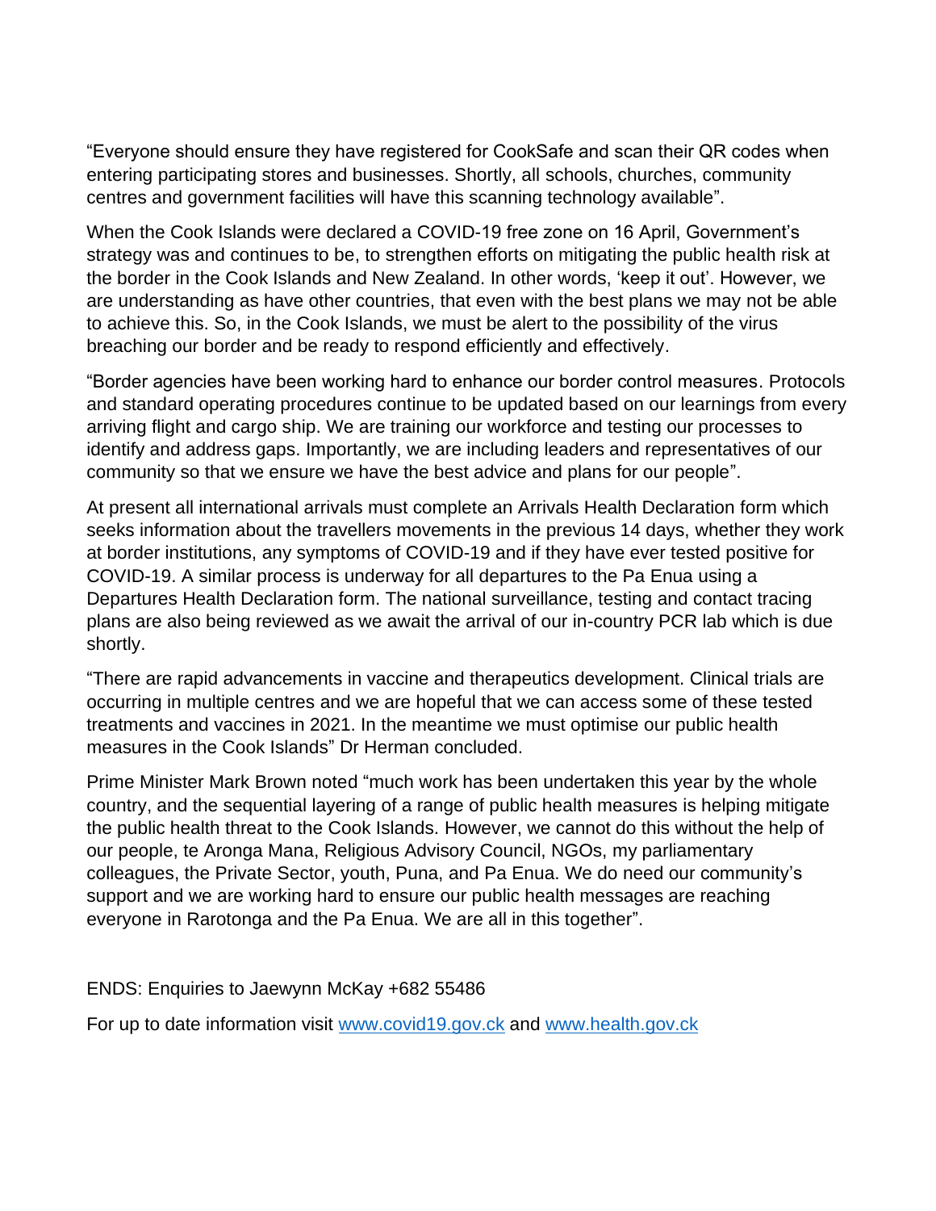“Everyone should ensure they have registered for CookSafe and scan their QR codes when entering participating stores and businesses. Shortly, all schools, churches, community centres and government facilities will have this scanning technology available”.

When the Cook Islands were declared a COVID-19 free zone on 16 April, Government’s strategy was and continues to be, to strengthen efforts on mitigating the public health risk at the border in the Cook Islands and New Zealand. In other words, ‘keep it out’. However, we are understanding as have other countries, that even with the best plans we may not be able to achieve this. So, in the Cook Islands, we must be alert to the possibility of the virus breaching our border and be ready to respond efficiently and effectively.

“Border agencies have been working hard to enhance our border control measures. Protocols and standard operating procedures continue to be updated based on our learnings from every arriving flight and cargo ship. We are training our workforce and testing our processes to identify and address gaps. Importantly, we are including leaders and representatives of our community so that we ensure we have the best advice and plans for our people”.

At present all international arrivals must complete an Arrivals Health Declaration form which seeks information about the travellers movements in the previous 14 days, whether they work at border institutions, any symptoms of COVID-19 and if they have ever tested positive for COVID-19. A similar process is underway for all departures to the Pa Enua using a Departures Health Declaration form. The national surveillance, testing and contact tracing plans are also being reviewed as we await the arrival of our in-country PCR lab which is due shortly.

“There are rapid advancements in vaccine and therapeutics development. Clinical trials are occurring in multiple centres and we are hopeful that we can access some of these tested treatments and vaccines in 2021. In the meantime we must optimise our public health measures in the Cook Islands” Dr Herman concluded.

Prime Minister Mark Brown noted “much work has been undertaken this year by the whole country, and the sequential layering of a range of public health measures is helping mitigate the public health threat to the Cook Islands. However, we cannot do this without the help of our people, te Aronga Mana, Religious Advisory Council, NGOs, my parliamentary colleagues, the Private Sector, youth, Puna, and Pa Enua. We do need our community’s support and we are working hard to ensure our public health messages are reaching everyone in Rarotonga and the Pa Enua. We are all in this together”.

ENDS: Enquiries to Jaewynn McKay +682 55486

For up to date information visit [www.covid19.gov.ck](http://www.covid19.gov.ck) and [www.health.gov.ck](http://www.health.gov.ck)